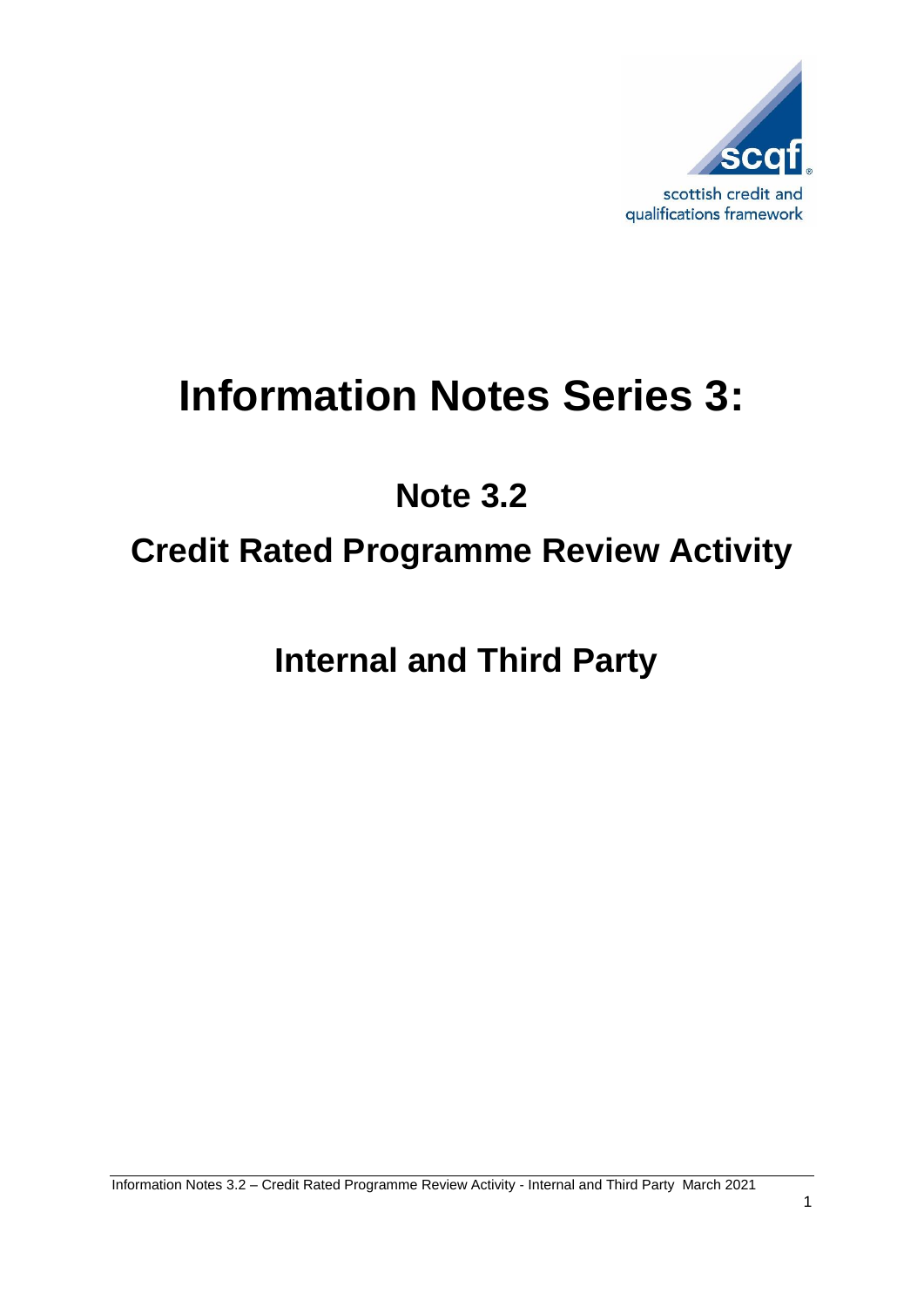# Information Notes Series 3:

## Note 3.2

## Credit Rated Programme Review Activity

## Internal and Third Party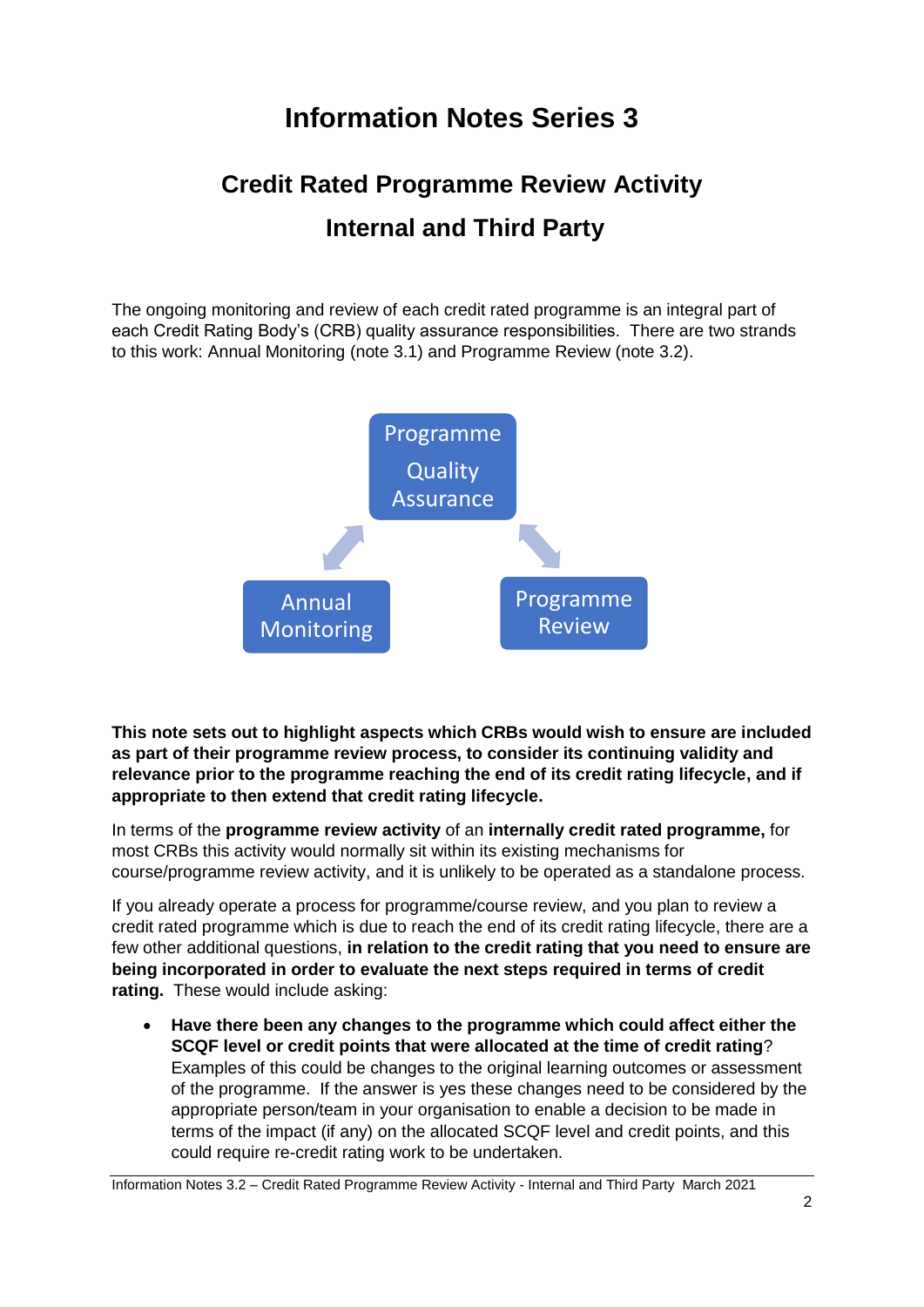# Information Notes Series 3

## Credit Rated Programme Review Activity

## Internal and Third Party

The ongoing monitoring and review of each credit rated programme is an integral part of each Credit Rating Body's (CRB) quality assurance responsibilities. There are two strands to this work: Annual Monitoring (note 3.1) and Programme Review (note 3.2).

Programme Quality Assurance

Annual Monitoring

Programme Review

**This note sets out to highlight aspects which CRBs would wish to ensure are included as part of their programme review process, to consider its continuing validity and relevance prior to the programme reaching the end of its credit rating lifecycle, and if appropriate to then extend that credit rating lifecycle.**

In terms of the **programme review activity** of an **internally credit rated programme,** for most CRBs this activity would normally sit within its existing mechanisms for course/programme review activity, and it is unlikely to be operated as a standalone process.

If you already operate a process for programme/course review, and you plan to review a credit rated programme which is due to reach the end of its credit rating lifecycle, there are a few other additional questions, **in relation to the credit rating that you need to ensure are being incorporated in order to evaluate the next steps required in terms of credit rating.** These would include asking:

- **Have there been any changes to the programme which could affect either the SCQF level or credit points that were allocated at the time of credit rating**? Examples of this could be changes to the original learning outcomes or assessment of the programme. If the answer is yes these changes need to be considered by the appropriate person/team in your organisation to enable a decision to be made in terms of the impact (if any) on the allocated SCQF level and credit points, and this could require re-credit rating work to be undertaken.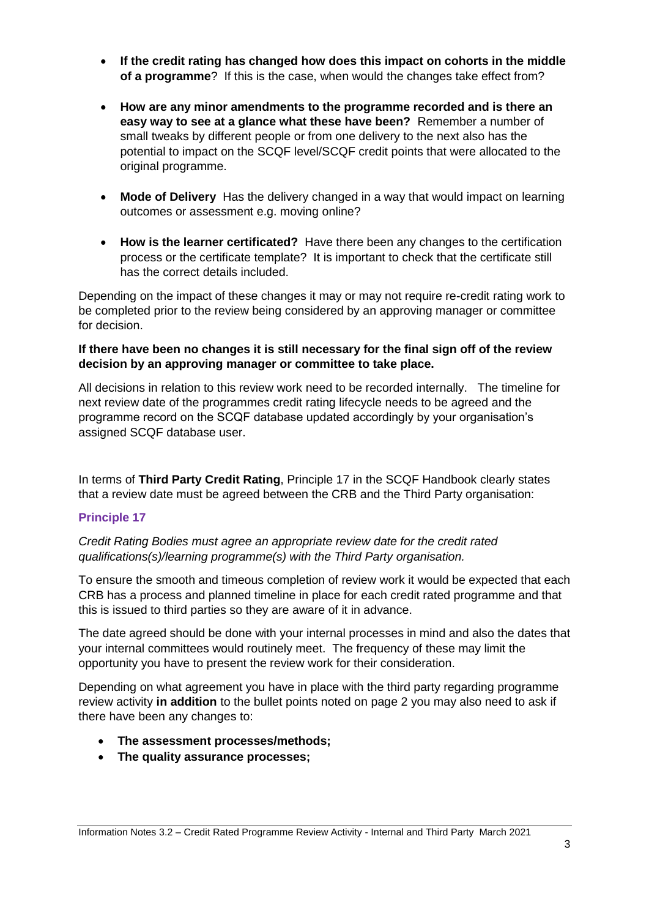- **If the credit rating has changed how does this impact on cohorts in the middle of a programme**? If this is the case, when would the changes take effect from?
- **How are any minor amendments to the programme recorded and is there an easy way to see at a glance what these have been?** Remember a number of small tweaks by different people or from one delivery to the next also has the potential to impact on the SCQF level/SCQF credit points that were allocated to the original programme.
- **Mode of Delivery** Has the delivery changed in a way that would impact on learning outcomes or assessment e.g. moving online?
- **How is the learner certificated?** Have there been any changes to the certification process or the certificate template? It is important to check that the certificate still has the correct details included.

Depending on the impact of these changes it may or may not require re-credit rating work to be completed prior to the review being considered by an approving manager or committee for decision.

**If there have been no changes it is still necessary for the final sign off of the review decision by an approving manager or committee to take place.**

All decisions in relation to this review work need to be recorded internally. The timeline for next review date of the programmes credit rating lifecycle needs to be agreed and the programme record on the SCQF database updated accordingly by your organisation's assigned SCQF database user.

In terms of **Third Party Credit Rating**, Principle 17 in the SCQF Handbook clearly states that a review date must be agreed between the CRB and the Third Party organisation:

### Principle 17

*Credit Rating Bodies must agree an appropriate review date for the credit rated qualifications(s)/learning programme(s) with the Third Party organisation.*

To ensure the smooth and timeous completion of review work it would be expected that each CRB has a process and planned timeline in place for each credit rated programme and that this is issued to third parties so they are aware of it in advance.

The date agreed should be done with your internal processes in mind and also the dates that your internal committees would routinely meet. The frequency of these may limit the opportunity you have to present the review work for their consideration.

Depending on what agreement you have in place with the third party regarding programme review activity **in addition** to the bullet points noted on page 2 you may also need to ask if there have been any changes to:

- **The assessment processes/methods;**
- **The quality assurance processes;**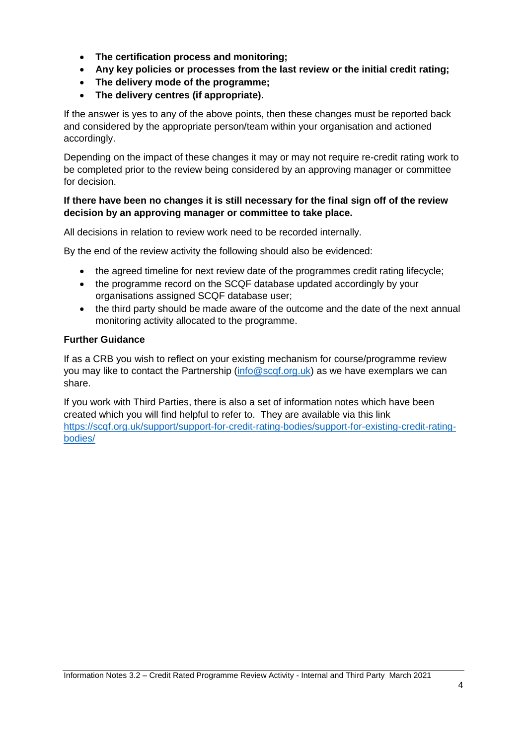- **The certification process and monitoring;**
- **Any key policies or processes from the last review or the initial credit rating;**
- **The delivery mode of the programme;**
- **The delivery centres (if appropriate).**

If the answer is yes to any of the above points, then these changes must be reported back and considered by the appropriate person/team within your organisation and actioned accordingly.

Depending on the impact of these changes it may or may not require re-credit rating work to be completed prior to the review being considered by an approving manager or committee for decision.

**If there have been no changes it is still necessary for the final sign off of the review decision by an approving manager or committee to take place.**

All decisions in relation to review work need to be recorded internally.

By the end of the review activity the following should also be evidenced:

- the agreed timeline for next review date of the programmes credit rating lifecycle;
- the programme record on the SCQF database updated accordingly by your organisations assigned SCQF database user;
- the third party should be made aware of the outcome and the date of the next annual monitoring activity allocated to the programme.

**Further Guidance**

If as a CRB you wish to reflect on your existing mechanism for course/programme review you may like to contact the Partnership (info@scqf.org.uk) as we have exemplars we can share.

If you work with Third Parties, there is also a set of information notes which have been created which you will find helpful to refer to. They are available via this link https://scqf.org.uk/support/support-for-credit-rating-bodies/support-for-existing-credit-rating-bodies/